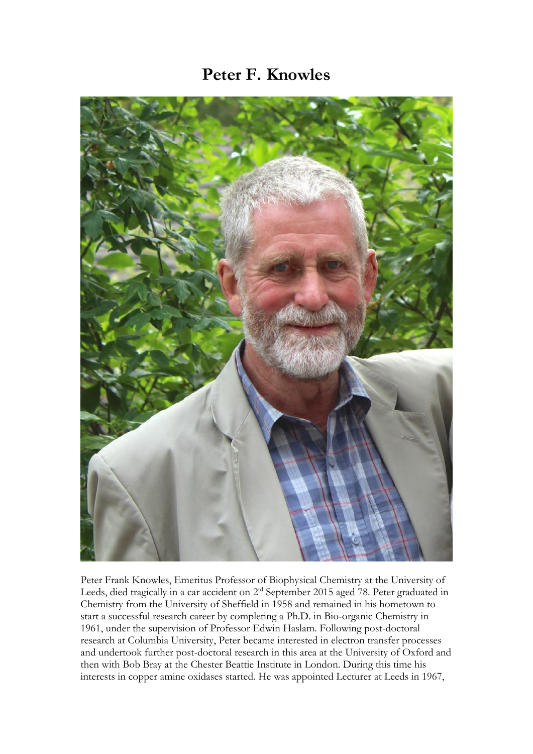# Peter F. Knowles

Peter Frank Knowles, Emeritus Professor of Biophysical Chemistry at the University of Leeds, died tragically in a car accident on 2nd September 2015 aged 78. Peter graduated in Chemistry from the University of Sheffield in 1958 and remained in his hometown to start a successful research career by completing a Ph.D. in Bio-organic Chemistry in 1961, under the supervision of Professor Edwin Haslam. Following post-doctoral research at Columbia University, Peter became interested in electron transfer processes and undertook further post-doctoral research in this area at the University of Oxford and then with Bob Bray at the Chester Beattie Institute in London. During this time his interests in copper amine oxidases started. He was appointed Lecturer at Leeds in 1967,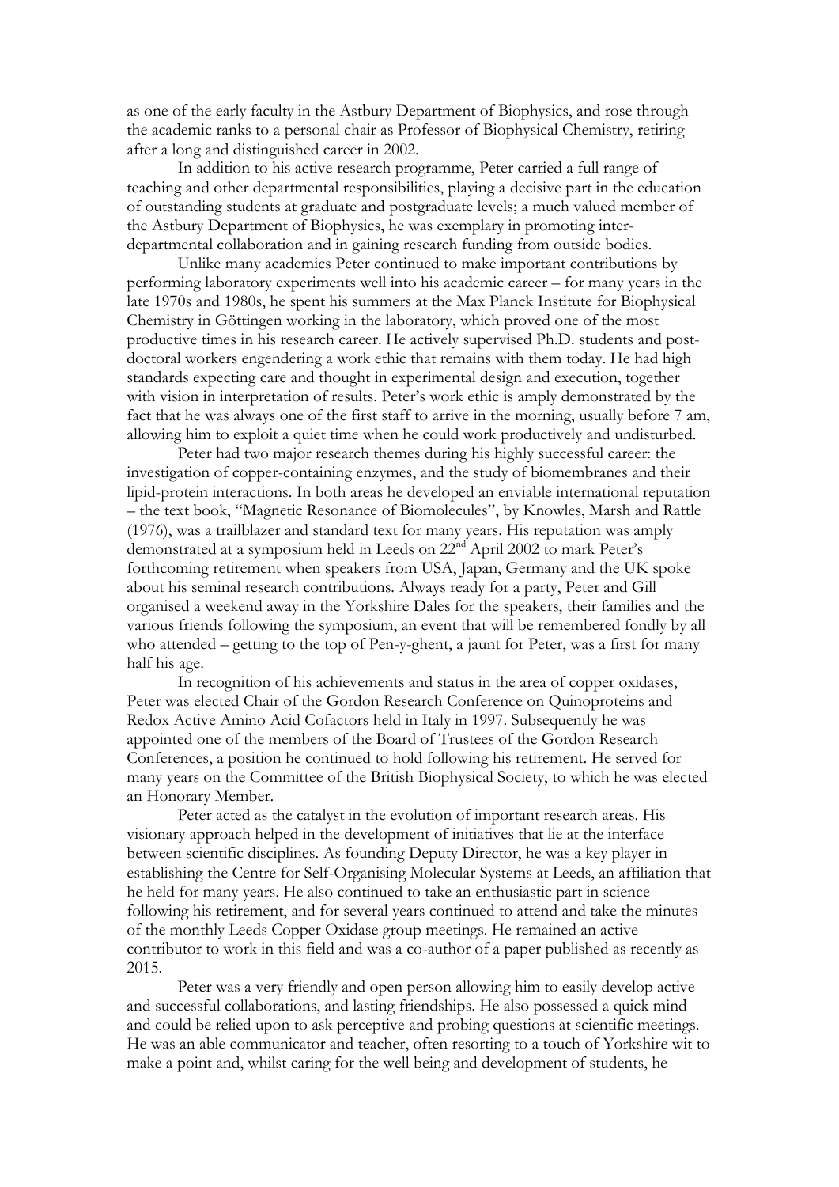as one of the early faculty in the Astbury Department of Biophysics, and rose through the academic ranks to a personal chair as Professor of Biophysical Chemistry, retiring after a long and distinguished career in 2002.

In addition to his active research programme, Peter carried a full range of teaching and other departmental responsibilities, playing a decisive part in the education of outstanding students at graduate and postgraduate levels; a much valued member of the Astbury Department of Biophysics, he was exemplary in promoting inter-departmental collaboration and in gaining research funding from outside bodies.

Unlike many academics Peter continued to make important contributions by performing laboratory experiments well into his academic career – for many years in the late 1970s and 1980s, he spent his summers at the Max Planck Institute for Biophysical Chemistry in Göttingen working in the laboratory, which proved one of the most productive times in his research career. He actively supervised Ph.D. students and post-doctoral workers engendering a work ethic that remains with them today. He had high standards expecting care and thought in experimental design and execution, together with vision in interpretation of results. Peter's work ethic is amply demonstrated by the fact that he was always one of the first staff to arrive in the morning, usually before 7 am, allowing him to exploit a quiet time when he could work productively and undisturbed.

Peter had two major research themes during his highly successful career: the investigation of copper-containing enzymes, and the study of biomembranes and their lipid-protein interactions. In both areas he developed an enviable international reputation – the text book, "Magnetic Resonance of Biomolecules", by Knowles, Marsh and Rattle (1976), was a trailblazer and standard text for many years. His reputation was amply demonstrated at a symposium held in Leeds on 22nd April 2002 to mark Peter's forthcoming retirement when speakers from USA, Japan, Germany and the UK spoke about his seminal research contributions. Always ready for a party, Peter and Gill organised a weekend away in the Yorkshire Dales for the speakers, their families and the various friends following the symposium, an event that will be remembered fondly by all who attended – getting to the top of Pen-y-ghent, a jaunt for Peter, was a first for many half his age.

In recognition of his achievements and status in the area of copper oxidases, Peter was elected Chair of the Gordon Research Conference on Quinoproteins and Redox Active Amino Acid Cofactors held in Italy in 1997. Subsequently he was appointed one of the members of the Board of Trustees of the Gordon Research Conferences, a position he continued to hold following his retirement. He served for many years on the Committee of the British Biophysical Society, to which he was elected an Honorary Member.

Peter acted as the catalyst in the evolution of important research areas. His visionary approach helped in the development of initiatives that lie at the interface between scientific disciplines. As founding Deputy Director, he was a key player in establishing the Centre for Self-Organising Molecular Systems at Leeds, an affiliation that he held for many years. He also continued to take an enthusiastic part in science following his retirement, and for several years continued to attend and take the minutes of the monthly Leeds Copper Oxidase group meetings. He remained an active contributor to work in this field and was a co-author of a paper published as recently as 2015.

Peter was a very friendly and open person allowing him to easily develop active and successful collaborations, and lasting friendships. He also possessed a quick mind and could be relied upon to ask perceptive and probing questions at scientific meetings. He was an able communicator and teacher, often resorting to a touch of Yorkshire wit to make a point and, whilst caring for the well being and development of students, he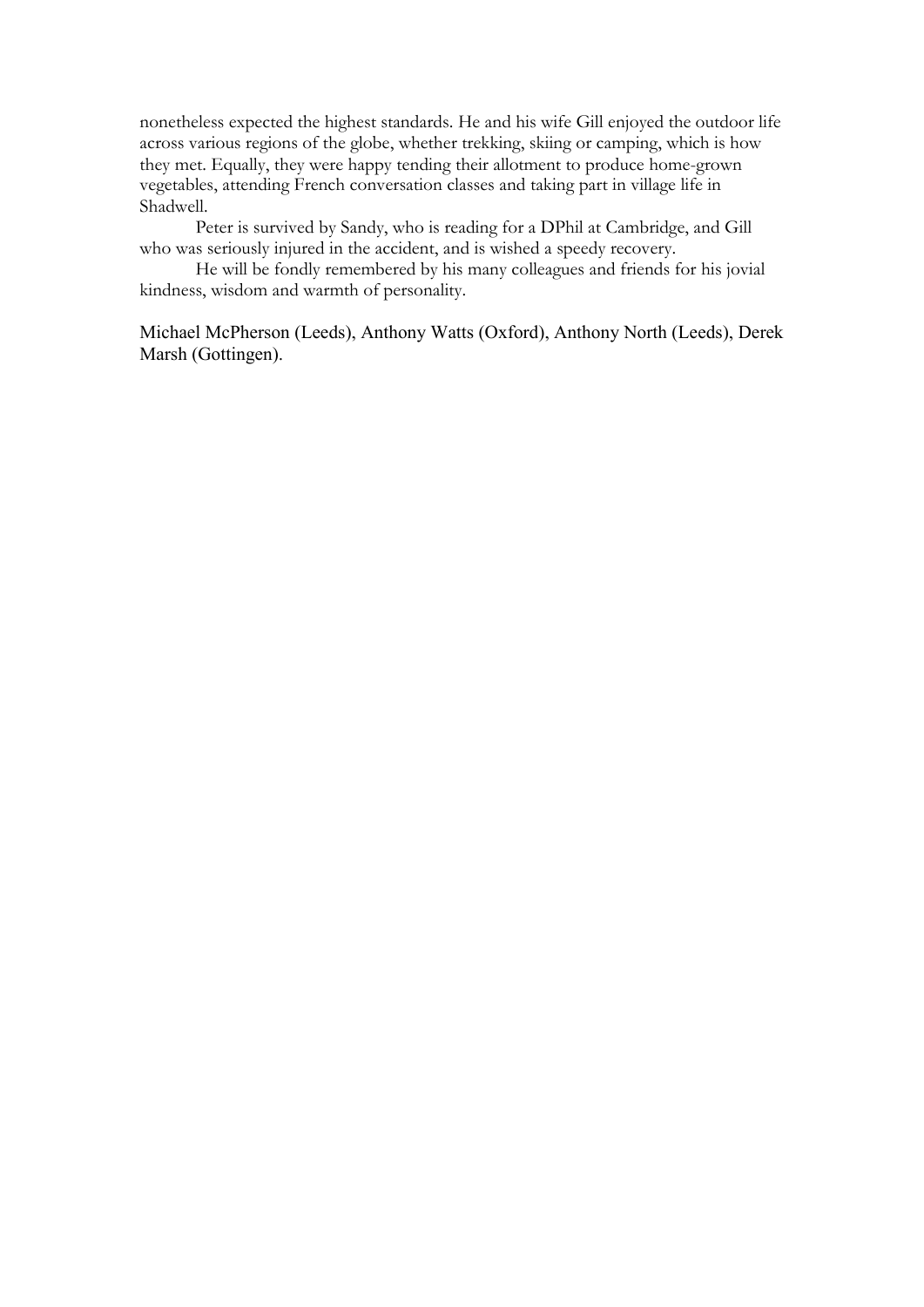nonetheless expected the highest standards. He and his wife Gill enjoyed the outdoor life across various regions of the globe, whether trekking, skiing or camping, which is how they met. Equally, they were happy tending their allotment to produce home-grown vegetables, attending French conversation classes and taking part in village life in Shadwell.

Peter is survived by Sandy, who is reading for a DPhil at Cambridge, and Gill who was seriously injured in the accident, and is wished a speedy recovery.

He will be fondly remembered by his many colleagues and friends for his jovial kindness, wisdom and warmth of personality.

Michael McPherson (Leeds), Anthony Watts (Oxford), Anthony North (Leeds), Derek Marsh (Gottingen).